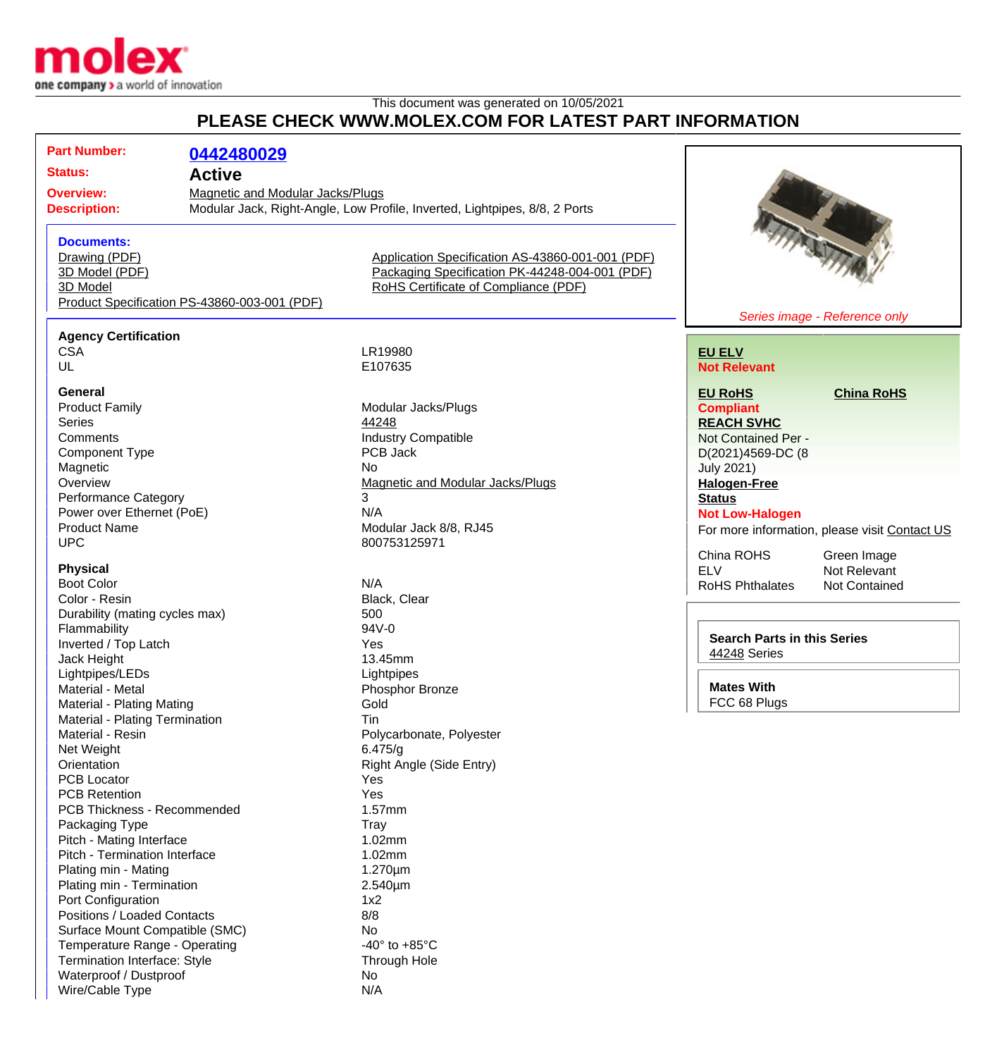This document was generated on 10/05/2021

# PLEASE CHECK WWW.MOLEX.COM FOR LATEST PART INFORMATION

**Part Number:** 0442480029
**Status:** Active
**Overview:** Magnetic and Modular Jacks/Plugs
**Description:** Modular Jack, Right-Angle, Low Profile, Inverted, Lightpipes, 8/8, 2 Ports

**Documents:**
- Drawing (PDF)
- 3D Model (PDF)
- 3D Model
- Product Specification PS-43860-003-001 (PDF)
- Application Specification AS-43860-001-001 (PDF)
- Packaging Specification PK-44248-004-001 (PDF)
- RoHS Certificate of Compliance (PDF)

*Series image - Reference only*

**EU ELV**
Not Relevant

**EU RoHS**
Compliant

**China RoHS**

**REACH SVHC**
Not Contained Per - D(2021)4569-DC (8 July 2021)

**Halogen-Free Status**
Not Low-Halogen

For more information, please visit Contact US

| | |
|---|---|
| China ROHS | Green Image |
| ELV | Not Relevant |
| RoHS Phthalates | Not Contained |

**Search Parts in this Series**
44248 Series

**Mates With**
FCC 68 Plugs

### Agency Certification

| | |
|---|---|
| CSA | LR19980 |
| UL | E107635 |

### General

| | |
|---|---|
| Product Family | Modular Jacks/Plugs |
| Series | 44248 |
| Comments | Industry Compatible |
| Component Type | PCB Jack |
| Magnetic | No |
| Overview | Magnetic and Modular Jacks/Plugs |
| Performance Category | 3 |
| Power over Ethernet (PoE) | N/A |
| Product Name | Modular Jack 8/8, RJ45 |
| UPC | 800753125971 |

### Physical

| | |
|---|---|
| Boot Color | N/A |
| Color - Resin | Black, Clear |
| Durability (mating cycles max) | 500 |
| Flammability | 94V-0 |
| Inverted / Top Latch | Yes |
| Jack Height | 13.45mm |
| Lightpipes/LEDs | Lightpipes |
| Material - Metal | Phosphor Bronze |
| Material - Plating Mating | Gold |
| Material - Plating Termination | Tin |
| Material - Resin | Polycarbonate, Polyester |
| Net Weight | 6.475/g |
| Orientation | Right Angle (Side Entry) |
| PCB Locator | Yes |
| PCB Retention | Yes |
| PCB Thickness - Recommended | 1.57mm |
| Packaging Type | Tray |
| Pitch - Mating Interface | 1.02mm |
| Pitch - Termination Interface | 1.02mm |
| Plating min - Mating | 1.270µm |
| Plating min - Termination | 2.540µm |
| Port Configuration | 1x2 |
| Positions / Loaded Contacts | 8/8 |
| Surface Mount Compatible (SMC) | No |
| Temperature Range - Operating | -40° to +85°C |
| Termination Interface: Style | Through Hole |
| Waterproof / Dustproof | No |
| Wire/Cable Type | N/A |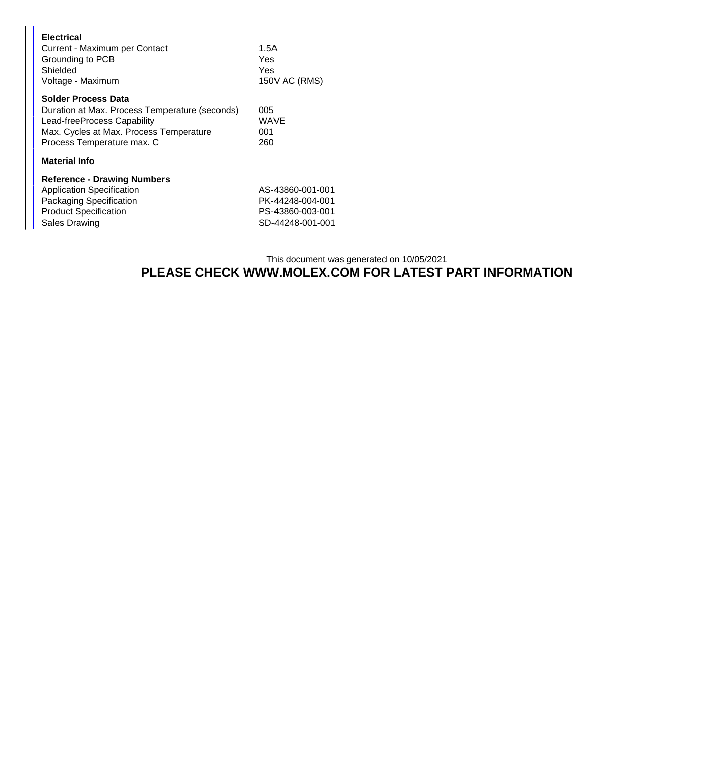**Electrical**

| | |
|---|---|
| Current - Maximum per Contact | 1.5A |
| Grounding to PCB | Yes |
| Shielded | Yes |
| Voltage - Maximum | 150V AC (RMS) |

**Solder Process Data**

| | |
|---|---|
| Duration at Max. Process Temperature (seconds) | 005 |
| Lead-freeProcess Capability | WAVE |
| Max. Cycles at Max. Process Temperature | 001 |
| Process Temperature max. C | 260 |

**Material Info**

**Reference - Drawing Numbers**

| | |
|---|---|
| Application Specification | AS-43860-001-001 |
| Packaging Specification | PK-44248-004-001 |
| Product Specification | PS-43860-003-001 |
| Sales Drawing | SD-44248-001-001 |

This document was generated on 10/05/2021

**PLEASE CHECK WWW.MOLEX.COM FOR LATEST PART INFORMATION**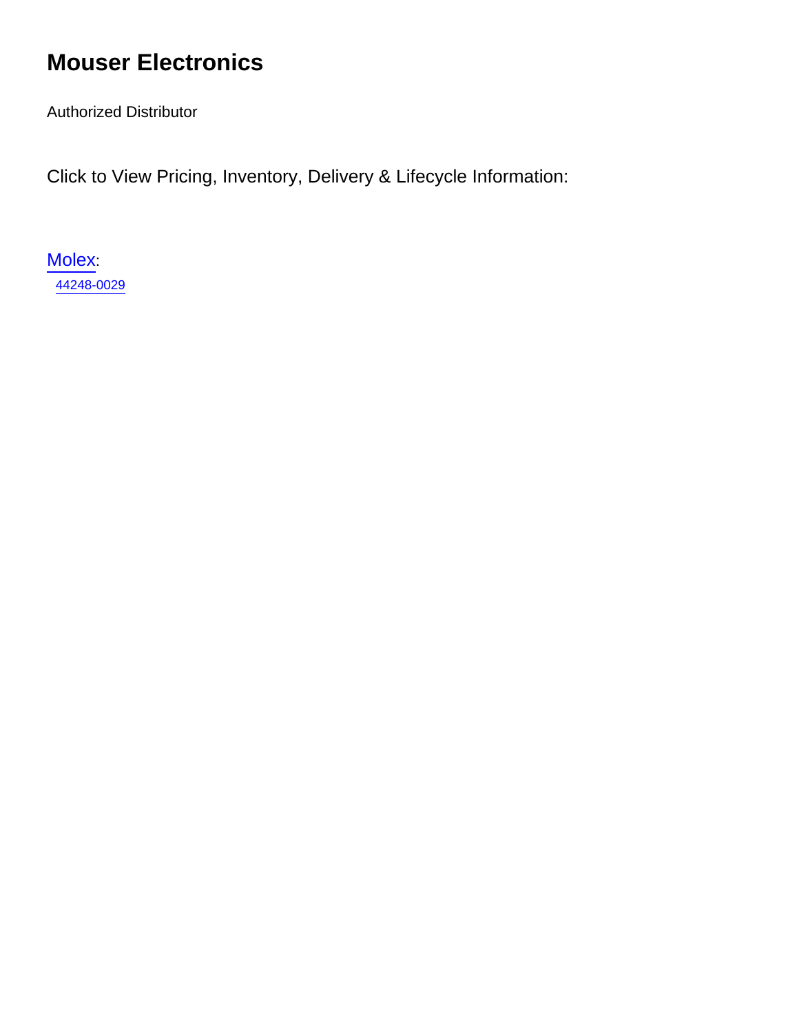# Mouser Electronics

Authorized Distributor

Click to View Pricing, Inventory, Delivery & Lifecycle Information:

Molex:

44248-0029